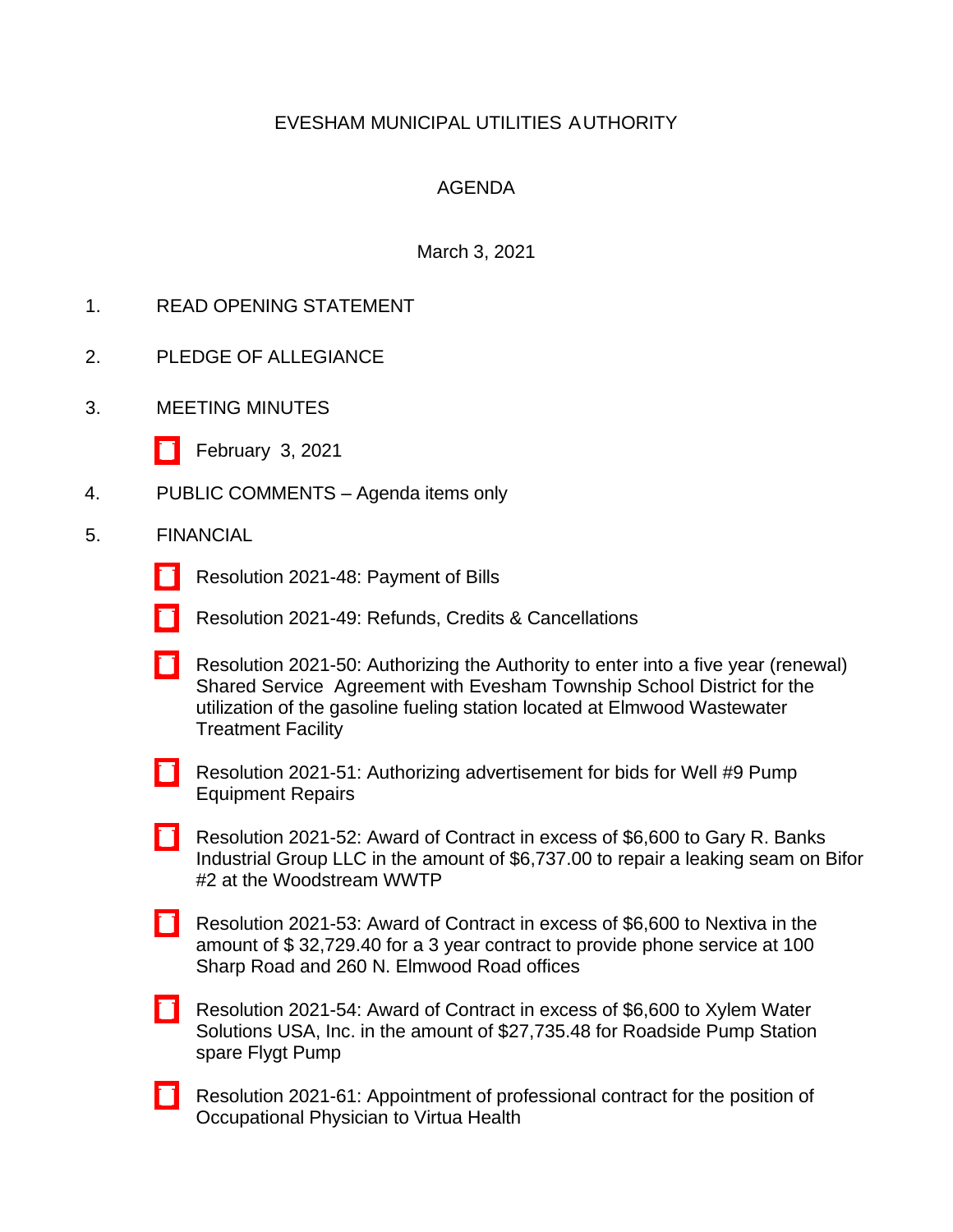# EVESHAM MUNICIPAL UTILITIES AUTHORITY

## AGENDA

March 3, 2021

1. READ OPENING STATEMENT

2. PLEDGE OF ALLEGIANCE

3. MEETING MINUTES

   - February 3, 2021

4. PUBLIC COMMENTS – Agenda items only

5. FINANCIAL

   - Resolution 2021-48: Payment of Bills

   - Resolution 2021-49: Refunds, Credits & Cancellations

   - Resolution 2021-50: Authorizing the Authority to enter into a five year (renewal) Shared Service Agreement with Evesham Township School District for the utilization of the gasoline fueling station located at Elmwood Wastewater Treatment Facility

   - Resolution 2021-51: Authorizing advertisement for bids for Well #9 Pump Equipment Repairs

   - Resolution 2021-52: Award of Contract in excess of $6,600 to Gary R. Banks Industrial Group LLC in the amount of $6,737.00 to repair a leaking seam on Bifor #2 at the Woodstream WWTP

   - Resolution 2021-53: Award of Contract in excess of $6,600 to Nextiva in the amount of $ 32,729.40 for a 3 year contract to provide phone service at 100 Sharp Road and 260 N. Elmwood Road offices

   - Resolution 2021-54: Award of Contract in excess of $6,600 to Xylem Water Solutions USA, Inc. in the amount of $27,735.48 for Roadside Pump Station spare Flygt Pump

   - Resolution 2021-61: Appointment of professional contract for the position of Occupational Physician to Virtua Health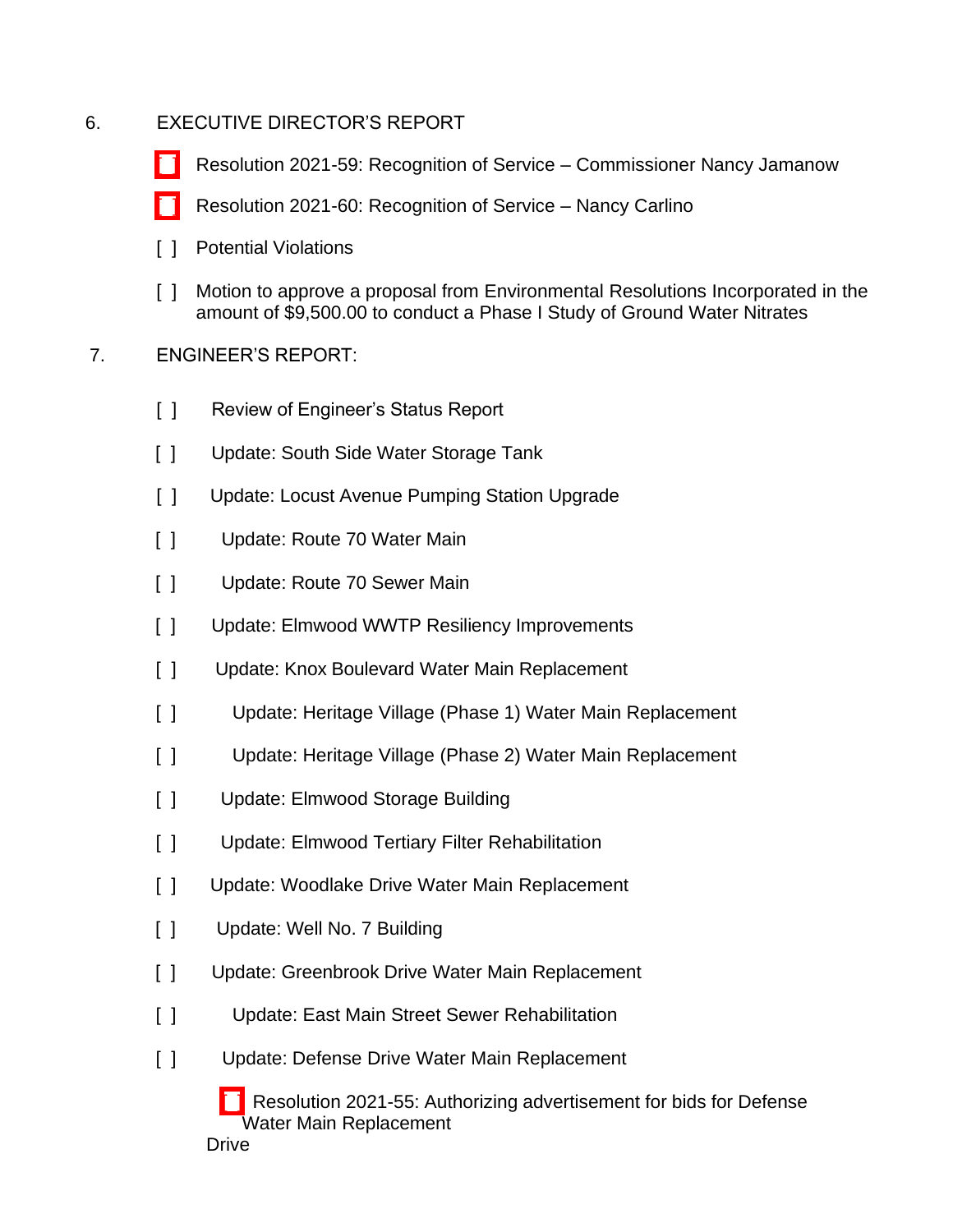6. EXECUTIVE DIRECTOR'S REPORT

- Resolution 2021-59: Recognition of Service – Commissioner Nancy Jamanow
- Resolution 2021-60: Recognition of Service – Nancy Carlino
- [ ] Potential Violations
- [ ] Motion to approve a proposal from Environmental Resolutions Incorporated in the amount of $9,500.00 to conduct a Phase I Study of Ground Water Nitrates

7. ENGINEER'S REPORT:

- [ ] Review of Engineer's Status Report
- [ ] Update: South Side Water Storage Tank
- [ ] Update: Locust Avenue Pumping Station Upgrade
- [ ] Update: Route 70 Water Main
- [ ] Update: Route 70 Sewer Main
- [ ] Update: Elmwood WWTP Resiliency Improvements
- [ ] Update: Knox Boulevard Water Main Replacement
- [ ] Update: Heritage Village (Phase 1) Water Main Replacement
- [ ] Update: Heritage Village (Phase 2) Water Main Replacement
- [ ] Update: Elmwood Storage Building
- [ ] Update: Elmwood Tertiary Filter Rehabilitation
- [ ] Update: Woodlake Drive Water Main Replacement
- [ ] Update: Well No. 7 Building
- [ ] Update: Greenbrook Drive Water Main Replacement
- [ ] Update: East Main Street Sewer Rehabilitation
- [ ] Update: Defense Drive Water Main Replacement
  - Resolution 2021-55: Authorizing advertisement for bids for Defense Drive Water Main Replacement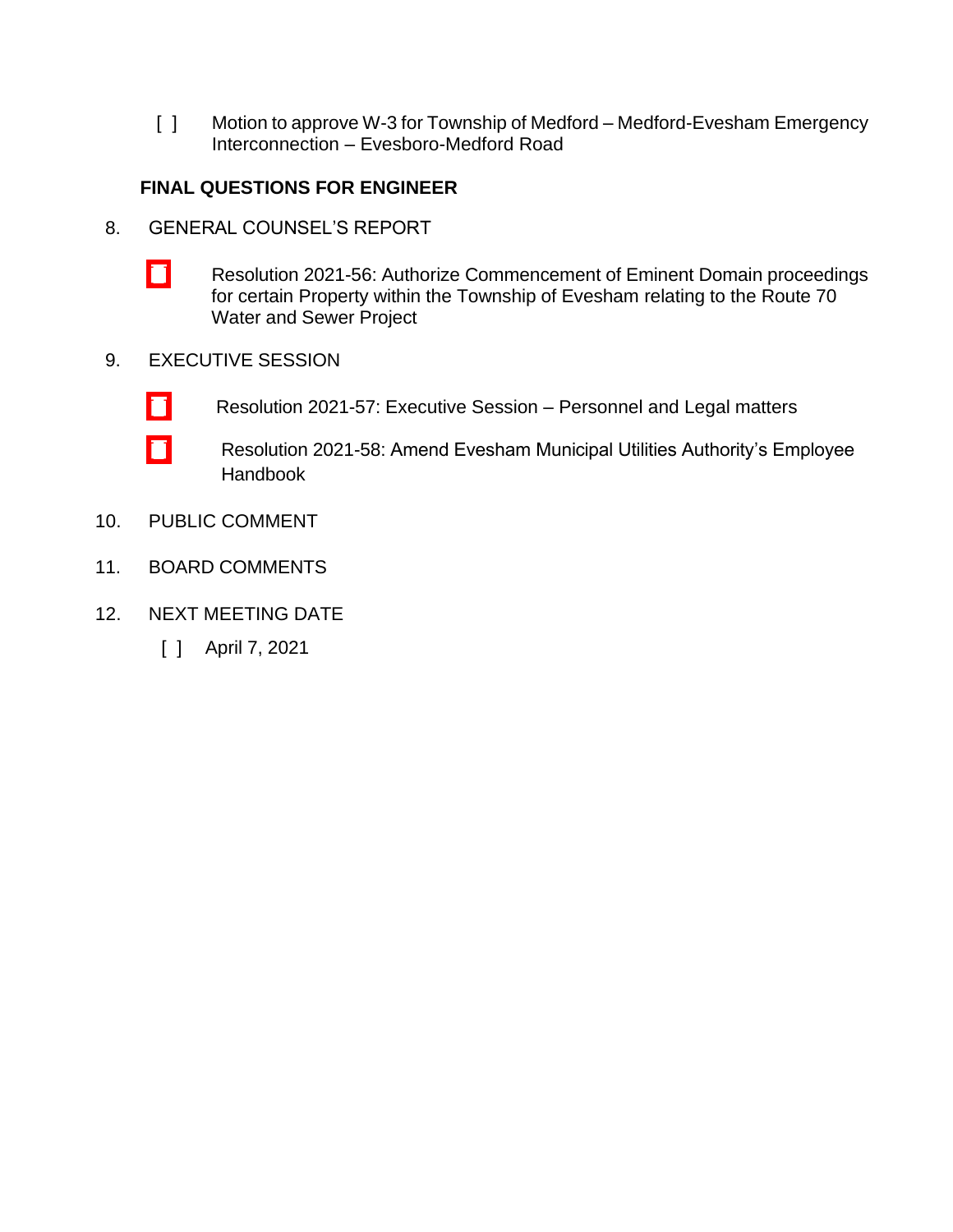[ ] Motion to approve W-3 for Township of Medford – Medford-Evesham Emergency Interconnection – Evesboro-Medford Road

**FINAL QUESTIONS FOR ENGINEER**

8. GENERAL COUNSEL'S REPORT

   [ ] Resolution 2021-56: Authorize Commencement of Eminent Domain proceedings for certain Property within the Township of Evesham relating to the Route 70 Water and Sewer Project

9. EXECUTIVE SESSION

   [ ] Resolution 2021-57: Executive Session – Personnel and Legal matters

   [ ] Resolution 2021-58: Amend Evesham Municipal Utilities Authority's Employee Handbook

10. PUBLIC COMMENT

11. BOARD COMMENTS

12. NEXT MEETING DATE

    [ ] April 7, 2021